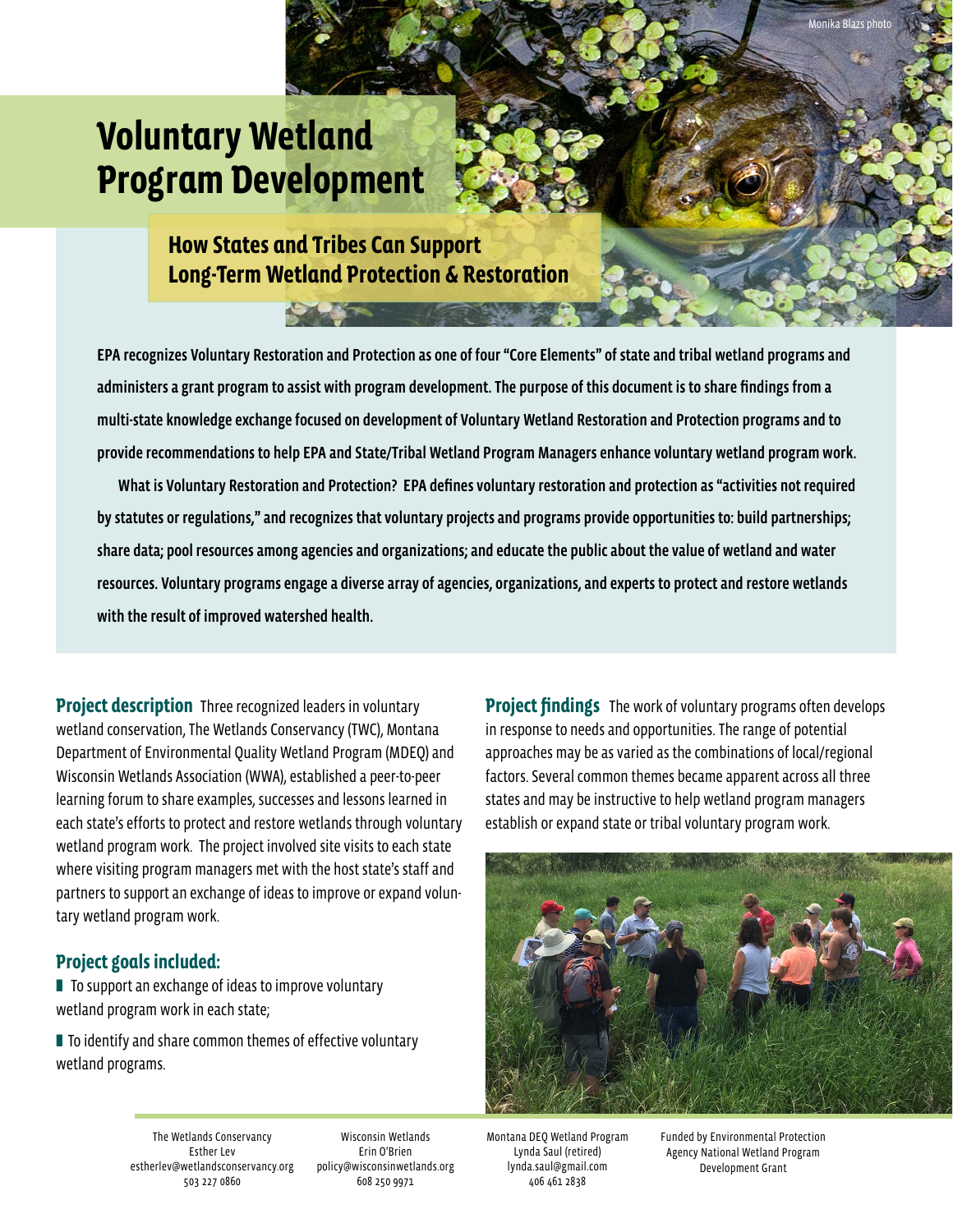# Voluntary Wetland Program Development

## How States and Tribes Can Support Long-Term Wetland Protection & Restoration

Monika Blazs photo

**EPA recognizes Voluntary Restoration and Protection as one of four "Core Elements" of state and tribal wetland programs and administers a grant program to assist with program development. The purpose of this document is to share findings from a multi-state knowledge exchange focused on development of Voluntary Wetland Restoration and Protection programs and to provide recommendations to help EPA and State/Tribal Wetland Program Managers enhance voluntary wetland program work.**

**What is Voluntary Restoration and Protection? EPA defines voluntary restoration and protection as "activities not required by statutes or regulations," and recognizes that voluntary projects and programs provide opportunities to: build partnerships; share data; pool resources among agencies and organizations; and educate the public about the value of wetland and water resources. Voluntary programs engage a diverse array of agencies, organizations, and experts to protect and restore wetlands with the result of improved watershed health.**

**Project description** Three recognized leaders in voluntary wetland conservation, The Wetlands Conservancy (TWC), Montana Department of Environmental Quality Wetland Program (MDEQ) and Wisconsin Wetlands Association (WWA), established a peer-to-peer learning forum to share examples, successes and lessons learned in each state's efforts to protect and restore wetlands through voluntary wetland program work. The project involved site visits to each state where visiting program managers met with the host state's staff and partners to support an exchange of ideas to improve or expand voluntary wetland program work.

### Project goals included:

- To support an exchange of ideas to improve voluntary wetland program work in each state;
- To identify and share common themes of effective voluntary wetland programs.

**Project findings** The work of voluntary programs often develops in response to needs and opportunities. The range of potential approaches may be as varied as the combinations of local/regional factors. Several common themes became apparent across all three states and may be instructive to help wetland program managers establish or expand state or tribal voluntary program work.

The Wetlands Conservancy
Esther Lev
estherlev@wetlandsconservancy.org
503 227 0860

Wisconsin Wetlands
Erin O'Brien
policy@wisconsinwetlands.org
608 250 9971

Montana DEQ Wetland Program
Lynda Saul (retired)
lynda.saul@gmail.com
406 461 2838

Funded by Environmental Protection Agency National Wetland Program Development Grant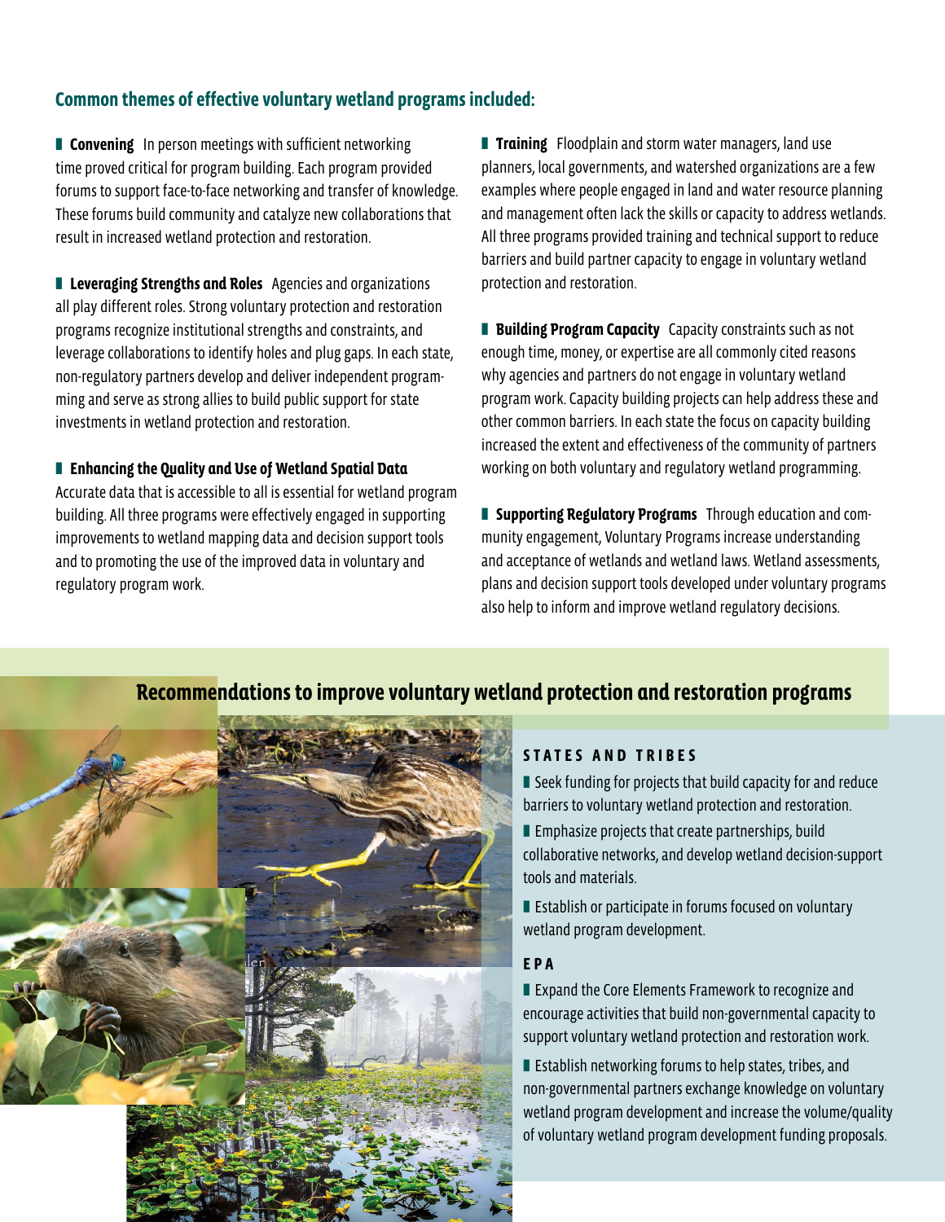### Common themes of effective voluntary wetland programs included:

- **Convening** In person meetings with sufficient networking time proved critical for program building. Each program provided forums to support face-to-face networking and transfer of knowledge. These forums build community and catalyze new collaborations that result in increased wetland protection and restoration.

- **Leveraging Strengths and Roles** Agencies and organizations all play different roles. Strong voluntary protection and restoration programs recognize institutional strengths and constraints, and leverage collaborations to identify holes and plug gaps. In each state, non-regulatory partners develop and deliver independent programming and serve as strong allies to build public support for state investments in wetland protection and restoration.

- **Enhancing the Quality and Use of Wetland Spatial Data** Accurate data that is accessible to all is essential for wetland program building. All three programs were effectively engaged in supporting improvements to wetland mapping data and decision support tools and to promoting the use of the improved data in voluntary and regulatory program work.

- **Training** Floodplain and storm water managers, land use planners, local governments, and watershed organizations are a few examples where people engaged in land and water resource planning and management often lack the skills or capacity to address wetlands. All three programs provided training and technical support to reduce barriers and build partner capacity to engage in voluntary wetland protection and restoration.

- **Building Program Capacity** Capacity constraints such as not enough time, money, or expertise are all commonly cited reasons why agencies and partners do not engage in voluntary wetland program work. Capacity building projects can help address these and other common barriers. In each state the focus on capacity building increased the extent and effectiveness of the community of partners working on both voluntary and regulatory wetland programming.

- **Supporting Regulatory Programs** Through education and community engagement, Voluntary Programs increase understanding and acceptance of wetlands and wetland laws. Wetland assessments, plans and decision support tools developed under voluntary programs also help to inform and improve wetland regulatory decisions.

## Recommendations to improve voluntary wetland protection and restoration programs

#### STATES AND TRIBES

- Seek funding for projects that build capacity for and reduce barriers to voluntary wetland protection and restoration.
- Emphasize projects that create partnerships, build collaborative networks, and develop wetland decision-support tools and materials.
- Establish or participate in forums focused on voluntary wetland program development.

#### EPA

- Expand the Core Elements Framework to recognize and encourage activities that build non-governmental capacity to support voluntary wetland protection and restoration work.
- Establish networking forums to help states, tribes, and non-governmental partners exchange knowledge on voluntary wetland program development and increase the volume/quality of voluntary wetland program development funding proposals.